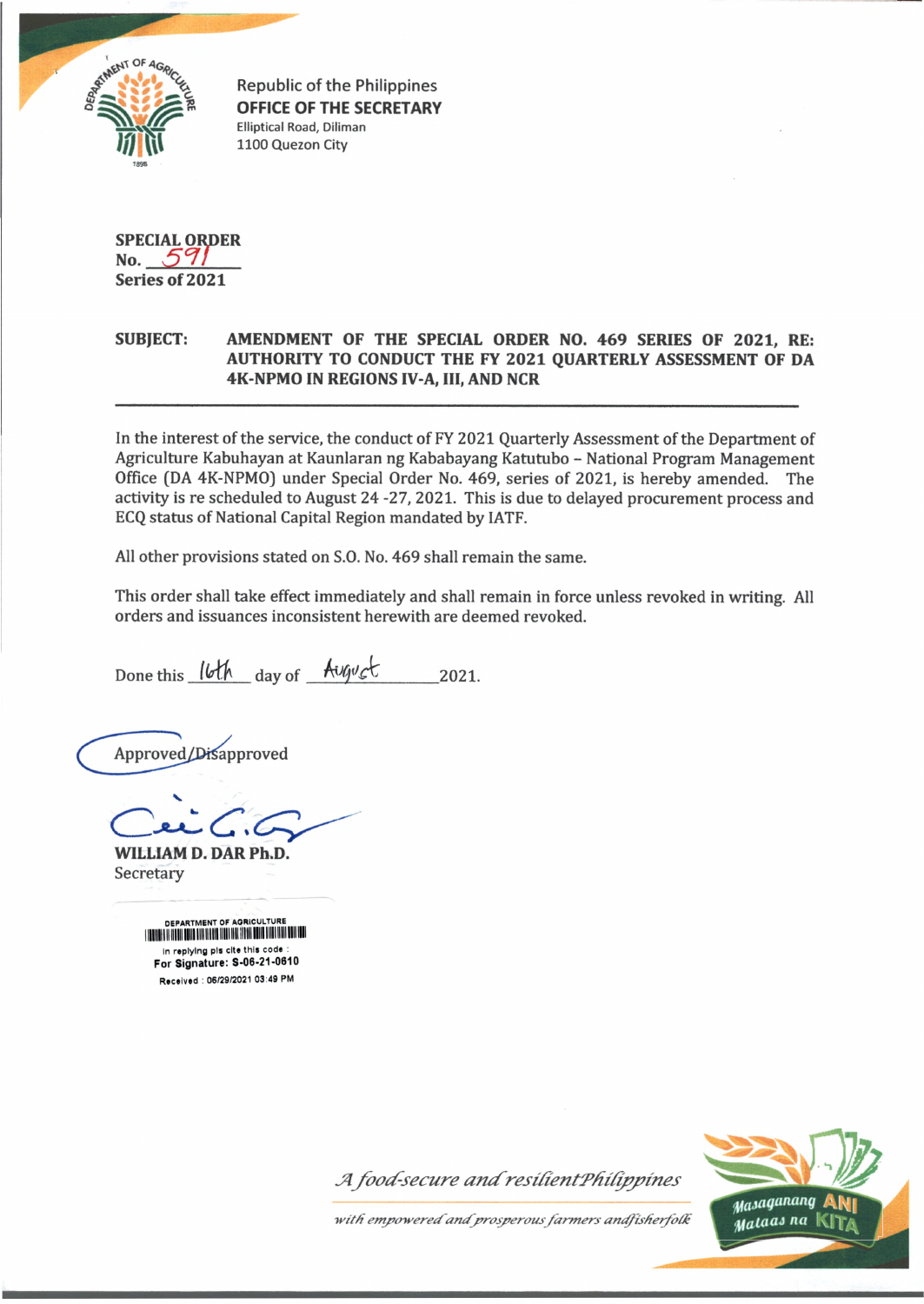Republic of the Philippines
**OFFICE OF THE SECRETARY**
Elliptical Road, Diliman
1100 Quezon City

**SPECIAL ORDER**
**No. 591**
**Series of 2021**

**SUBJECT: AMENDMENT OF THE SPECIAL ORDER NO. 469 SERIES OF 2021, RE: AUTHORITY TO CONDUCT THE FY 2021 QUARTERLY ASSESSMENT OF DA 4K-NPMO IN REGIONS IV-A, III, AND NCR**

---

In the interest of the service, the conduct of FY 2021 Quarterly Assessment of the Department of Agriculture Kabuhayan at Kaunlaran ng Kababayang Katutubo – National Program Management Office (DA 4K-NPMO) under Special Order No. 469, series of 2021, is hereby amended. The activity is re scheduled to August 24 -27, 2021. This is due to delayed procurement process and ECQ status of National Capital Region mandated by IATF.

All other provisions stated on S.O. No. 469 shall remain the same.

This order shall take effect immediately and shall remain in force unless revoked in writing. All orders and issuances inconsistent herewith are deemed revoked.

Done this 16th day of August 2021.

Approved/Disapproved

**WILLIAM D. DAR Ph.D.**
Secretary

DEPARTMENT OF AGRICULTURE
In replying pls cite this code :
**For Signature: S-06-21-0610**
Received : 06/29/2021 03:49 PM

*A food-secure and resilient Philippines*
*with empowered and prosperous farmers and fisherfolk*

Masaganang ANI Mataas na KITA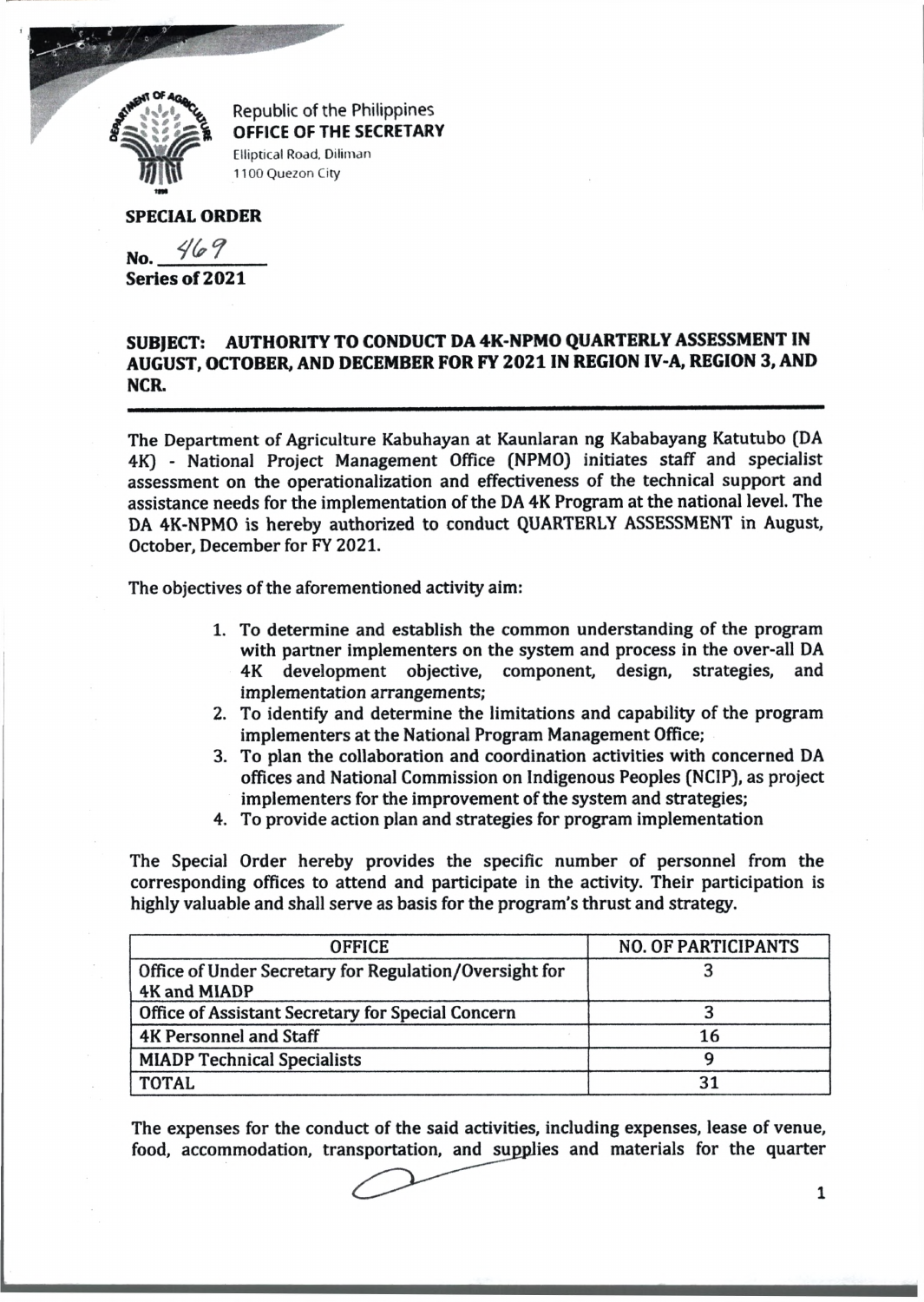Republic of the Philippines
**OFFICE OF THE SECRETARY**
Elliptical Road, Diliman
1100 Quezon City

**SPECIAL ORDER**

**No.** 469
**Series of 2021**

**SUBJECT: AUTHORITY TO CONDUCT DA 4K-NPMO QUARTERLY ASSESSMENT IN AUGUST, OCTOBER, AND DECEMBER FOR FY 2021 IN REGION IV-A, REGION 3, AND NCR.**

---

The Department of Agriculture Kabuhayan at Kaunlaran ng Kababayang Katutubo (DA 4K) - National Project Management Office (NPMO) initiates staff and specialist assessment on the operationalization and effectiveness of the technical support and assistance needs for the implementation of the DA 4K Program at the national level. The DA 4K-NPMO is hereby authorized to conduct QUARTERLY ASSESSMENT in August, October, December for FY 2021.

The objectives of the aforementioned activity aim:

1. To determine and establish the common understanding of the program with partner implementers on the system and process in the over-all DA 4K development objective, component, design, strategies, and implementation arrangements;
2. To identify and determine the limitations and capability of the program implementers at the National Program Management Office;
3. To plan the collaboration and coordination activities with concerned DA offices and National Commission on Indigenous Peoples (NCIP), as project implementers for the improvement of the system and strategies;
4. To provide action plan and strategies for program implementation

The Special Order hereby provides the specific number of personnel from the corresponding offices to attend and participate in the activity. Their participation is highly valuable and shall serve as basis for the program's thrust and strategy.

| OFFICE | NO. OF PARTICIPANTS |
| --- | --- |
| Office of Under Secretary for Regulation/Oversight for 4K and MIADP | 3 |
| Office of Assistant Secretary for Special Concern | 3 |
| 4K Personnel and Staff | 16 |
| MIADP Technical Specialists | 9 |
| TOTAL | 31 |

The expenses for the conduct of the said activities, including expenses, lease of venue, food, accommodation, transportation, and supplies and materials for the quarter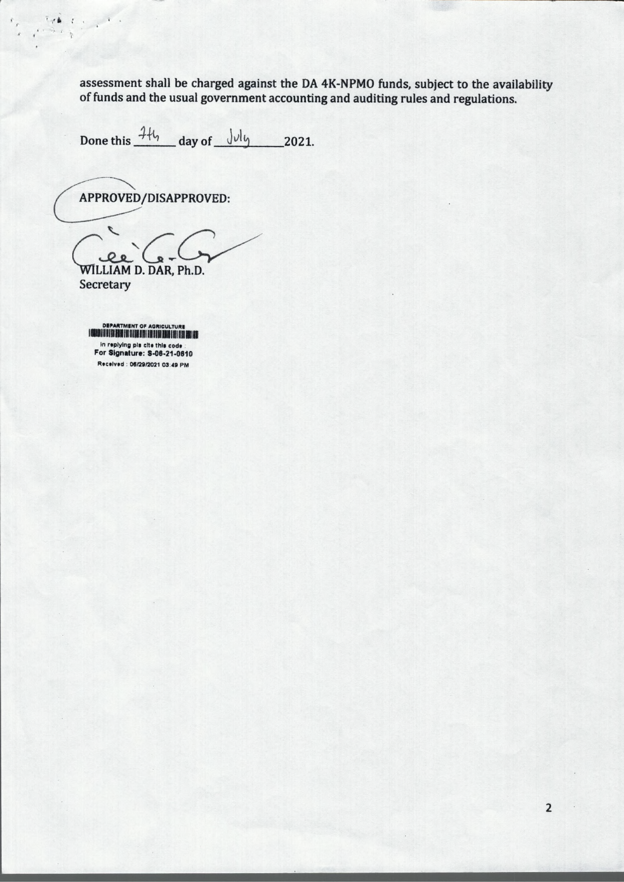assessment shall be charged against the DA 4K-NPMO funds, subject to the availability of funds and the usual government accounting and auditing rules and regulations.

Done this 7th day of July 2021.

APPROVED/DISAPPROVED:

WILLIAM D. DAR, Ph.D.
Secretary

DEPARTMENT OF AGRICULTURE
In replying pls cite this code :
For Signature: S-06-21-0610
Received : 06/29/2021 03:49 PM